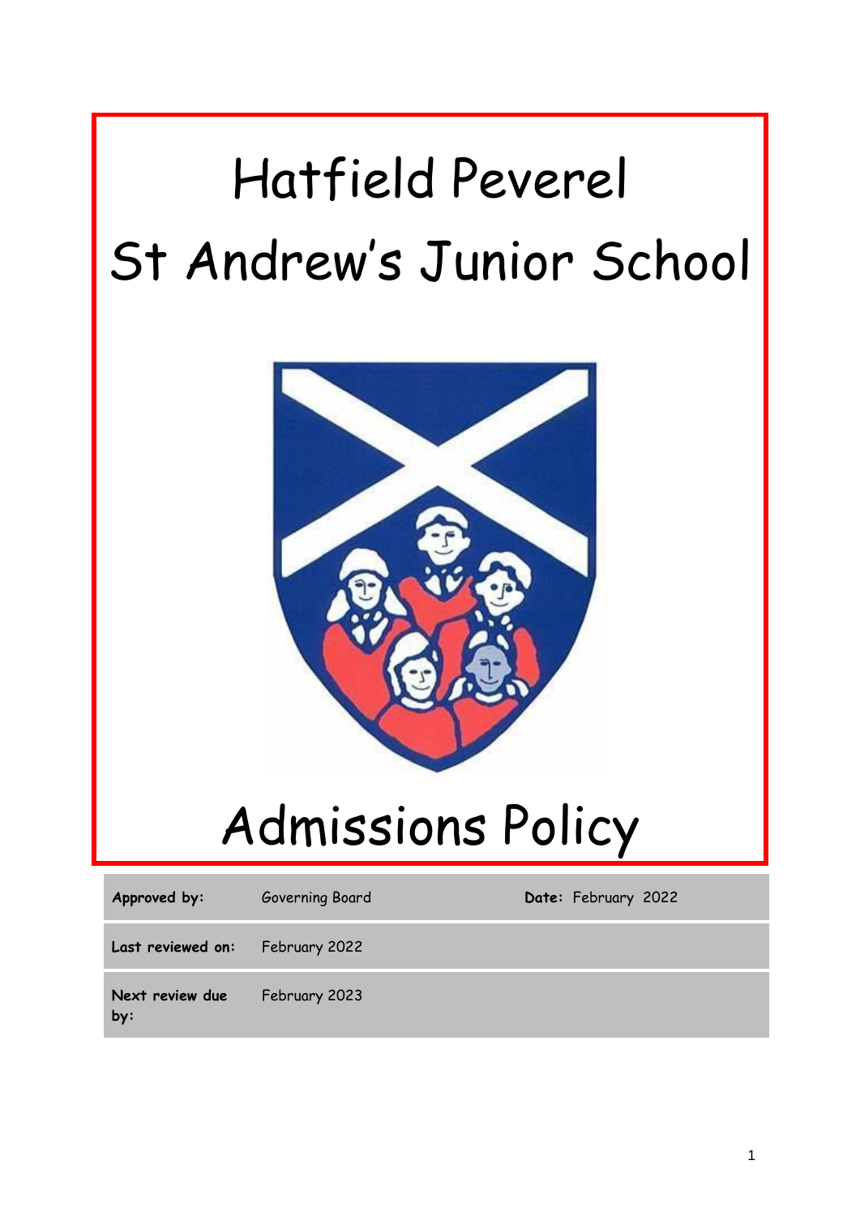# Hatfield Peverel
# St Andrew's Junior School

# Admissions Policy

| **Approved by:** | Governing Board | **Date:** February 2022 |
|---|---|---|
| **Last reviewed on:** | February 2022 | |
| **Next review due by:** | February 2023 | |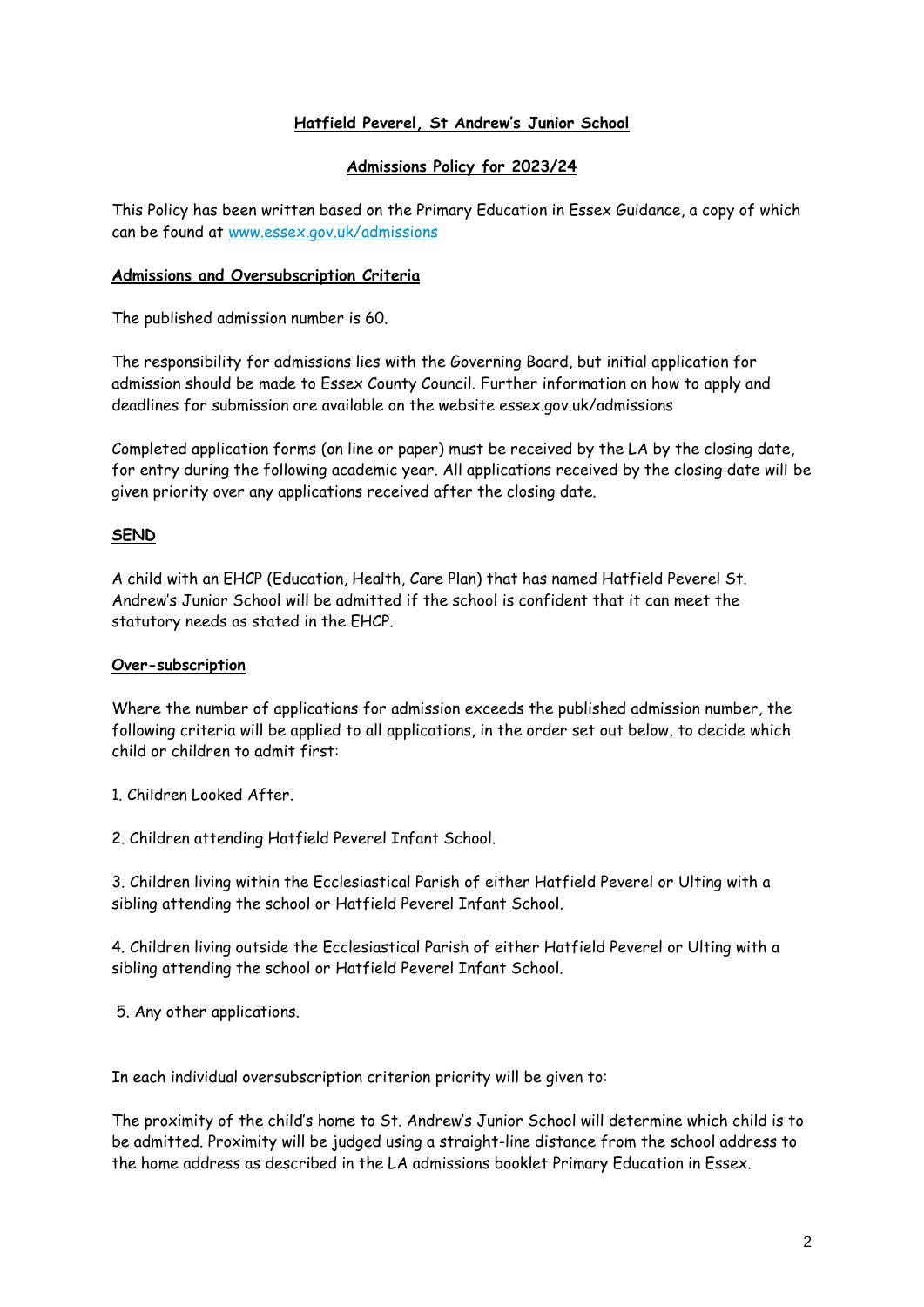**Hatfield Peverel, St Andrew's Junior School**

**Admissions Policy for 2023/24**

This Policy has been written based on the Primary Education in Essex Guidance, a copy of which can be found at [www.essex.gov.uk/admissions](www.essex.gov.uk/admissions)

**Admissions and Oversubscription Criteria**

The published admission number is 60.

The responsibility for admissions lies with the Governing Board, but initial application for admission should be made to Essex County Council. Further information on how to apply and deadlines for submission are available on the website essex.gov.uk/admissions

Completed application forms (on line or paper) must be received by the LA by the closing date, for entry during the following academic year. All applications received by the closing date will be given priority over any applications received after the closing date.

**SEND**

A child with an EHCP (Education, Health, Care Plan) that has named Hatfield Peverel St. Andrew's Junior School will be admitted if the school is confident that it can meet the statutory needs as stated in the EHCP.

**Over-subscription**

Where the number of applications for admission exceeds the published admission number, the following criteria will be applied to all applications, in the order set out below, to decide which child or children to admit first:

1. Children Looked After.
2. Children attending Hatfield Peverel Infant School.
3. Children living within the Ecclesiastical Parish of either Hatfield Peverel or Ulting with a sibling attending the school or Hatfield Peverel Infant School.
4. Children living outside the Ecclesiastical Parish of either Hatfield Peverel or Ulting with a sibling attending the school or Hatfield Peverel Infant School.
5. Any other applications.

In each individual oversubscription criterion priority will be given to:

The proximity of the child's home to St. Andrew's Junior School will determine which child is to be admitted. Proximity will be judged using a straight-line distance from the school address to the home address as described in the LA admissions booklet Primary Education in Essex.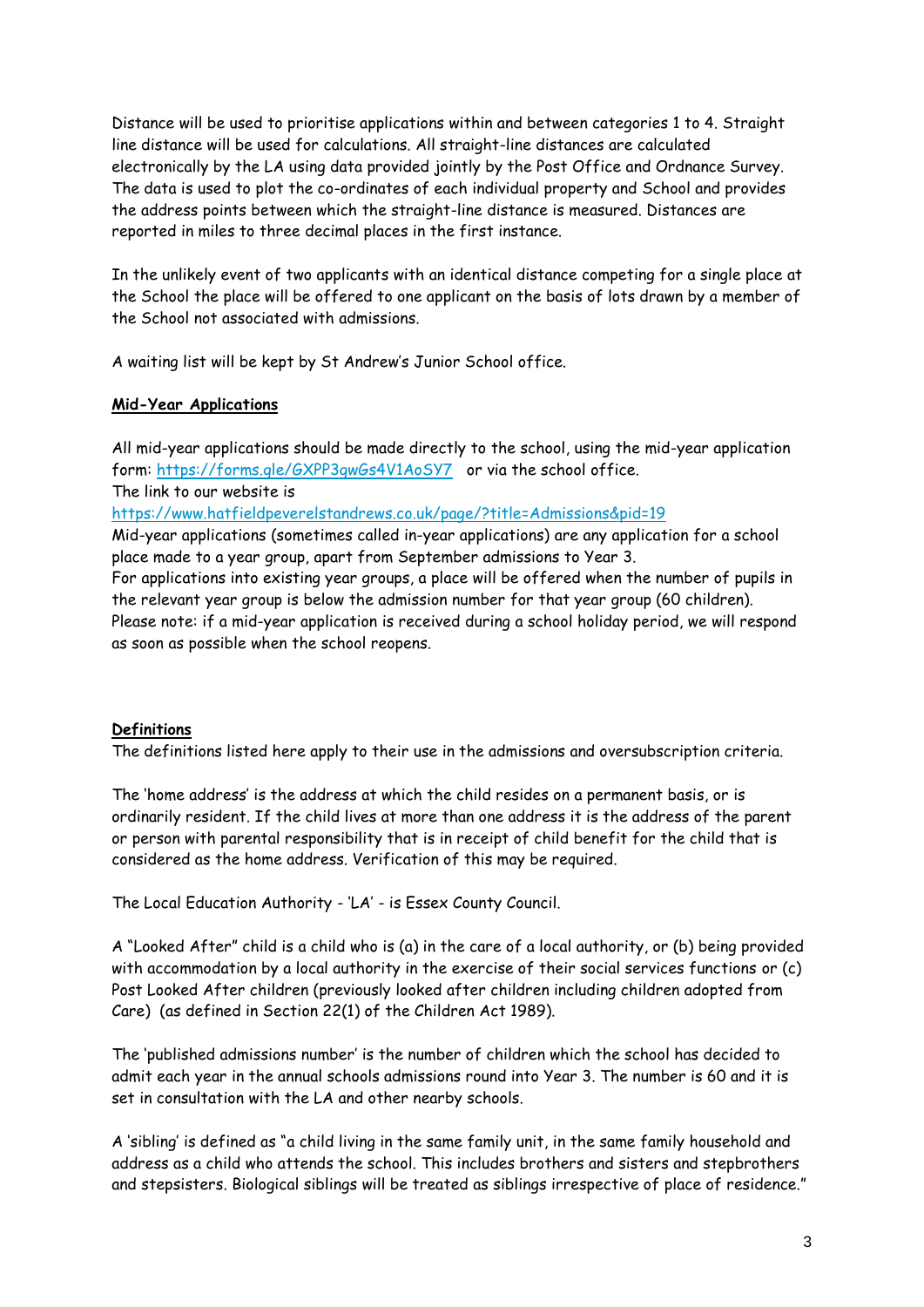Distance will be used to prioritise applications within and between categories 1 to 4. Straight line distance will be used for calculations. All straight-line distances are calculated electronically by the LA using data provided jointly by the Post Office and Ordnance Survey. The data is used to plot the co-ordinates of each individual property and School and provides the address points between which the straight-line distance is measured. Distances are reported in miles to three decimal places in the first instance.

In the unlikely event of two applicants with an identical distance competing for a single place at the School the place will be offered to one applicant on the basis of lots drawn by a member of the School not associated with admissions.

A waiting list will be kept by St Andrew's Junior School office.

## Mid-Year Applications

All mid-year applications should be made directly to the school, using the mid-year application form: [https://forms.gle/GXPP3qwGs4V1AoSY7](https://forms.gle/GXPP3qwGs4V1AoSY7) or via the school office.
The link to our website is
[https://www.hatfieldpeverelstandrews.co.uk/page/?title=Admissions&pid=19](https://www.hatfieldpeverelstandrews.co.uk/page/?title=Admissions&pid=19)
Mid-year applications (sometimes called in-year applications) are any application for a school place made to a year group, apart from September admissions to Year 3.
For applications into existing year groups, a place will be offered when the number of pupils in the relevant year group is below the admission number for that year group (60 children).
Please note: if a mid-year application is received during a school holiday period, we will respond as soon as possible when the school reopens.

## Definitions

The definitions listed here apply to their use in the admissions and oversubscription criteria.

The 'home address' is the address at which the child resides on a permanent basis, or is ordinarily resident. If the child lives at more than one address it is the address of the parent or person with parental responsibility that is in receipt of child benefit for the child that is considered as the home address. Verification of this may be required.

The Local Education Authority - 'LA' - is Essex County Council.

A "Looked After" child is a child who is (a) in the care of a local authority, or (b) being provided with accommodation by a local authority in the exercise of their social services functions or (c) Post Looked After children (previously looked after children including children adopted from Care) (as defined in Section 22(1) of the Children Act 1989).

The 'published admissions number' is the number of children which the school has decided to admit each year in the annual schools admissions round into Year 3. The number is 60 and it is set in consultation with the LA and other nearby schools.

A 'sibling' is defined as "a child living in the same family unit, in the same family household and address as a child who attends the school. This includes brothers and sisters and stepbrothers and stepsisters. Biological siblings will be treated as siblings irrespective of place of residence."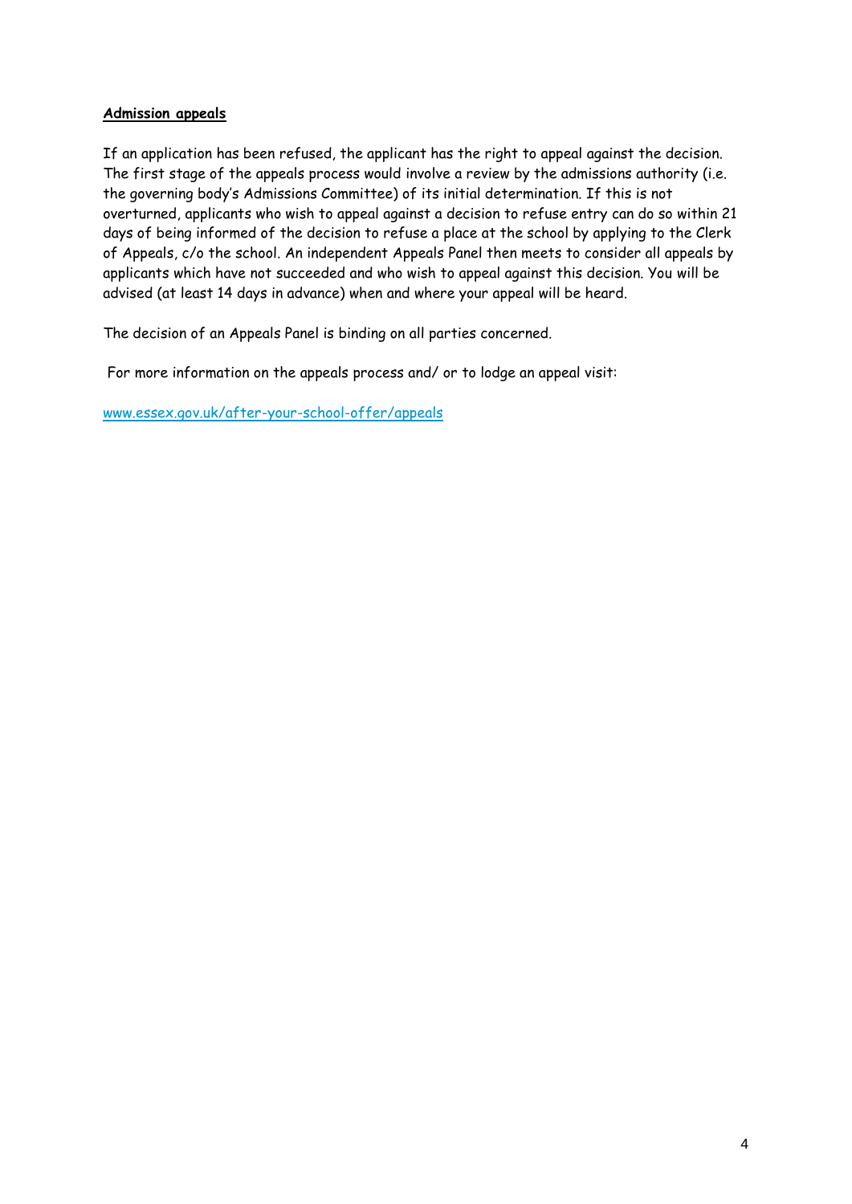**Admission appeals**

If an application has been refused, the applicant has the right to appeal against the decision. The first stage of the appeals process would involve a review by the admissions authority (i.e. the governing body's Admissions Committee) of its initial determination. If this is not overturned, applicants who wish to appeal against a decision to refuse entry can do so within 21 days of being informed of the decision to refuse a place at the school by applying to the Clerk of Appeals, c/o the school. An independent Appeals Panel then meets to consider all appeals by applicants which have not succeeded and who wish to appeal against this decision. You will be advised (at least 14 days in advance) when and where your appeal will be heard.

The decision of an Appeals Panel is binding on all parties concerned.

For more information on the appeals process and/ or to lodge an appeal visit:

[www.essex.gov.uk/after-your-school-offer/appeals](www.essex.gov.uk/after-your-school-offer/appeals)